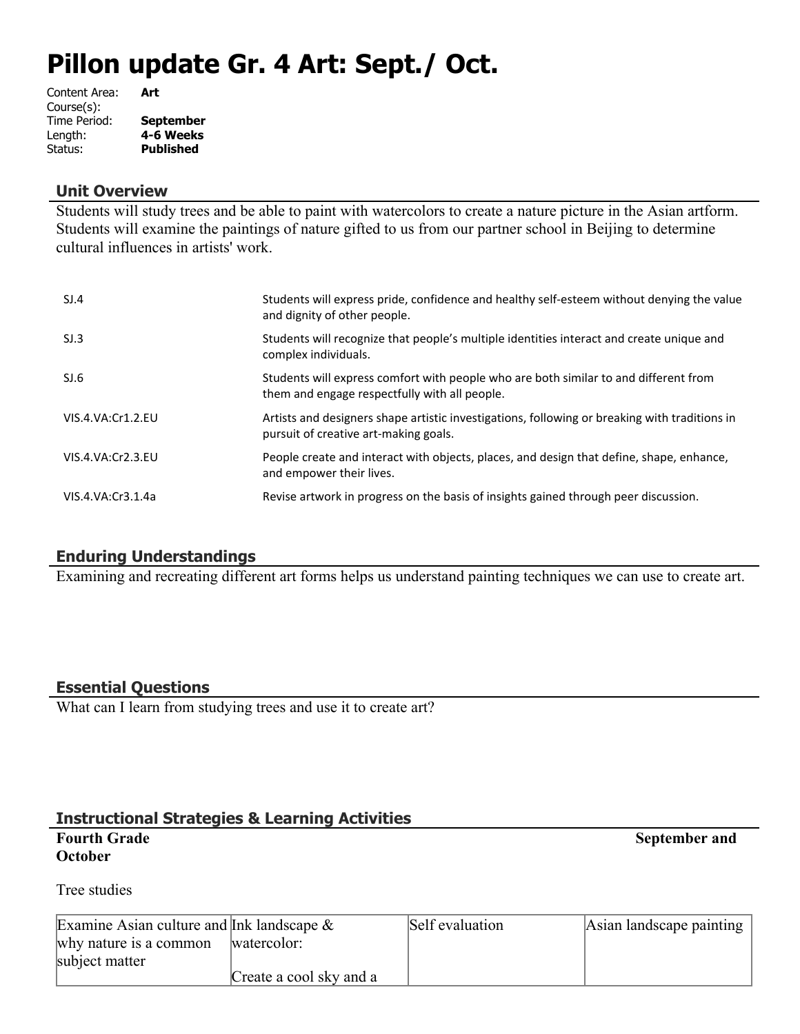# Pillon update Gr. 4 Art: Sept./ Oct.

Content Area: **Art**
Course(s):
Time Period: **September**
Length: **4-6 Weeks**
Status: **Published**

## Unit Overview

Students will study trees and be able to paint with watercolors to create a nature picture in the Asian artform. Students will examine the paintings of nature gifted to us from our partner school in Beijing to determine cultural influences in artists' work.

| | |
|---|---|
| SJ.4 | Students will express pride, confidence and healthy self-esteem without denying the value and dignity of other people. |
| SJ.3 | Students will recognize that people's multiple identities interact and create unique and complex individuals. |
| SJ.6 | Students will express comfort with people who are both similar to and different from them and engage respectfully with all people. |
| VIS.4.VA:Cr1.2.EU | Artists and designers shape artistic investigations, following or breaking with traditions in pursuit of creative art-making goals. |
| VIS.4.VA:Cr2.3.EU | People create and interact with objects, places, and design that define, shape, enhance, and empower their lives. |
| VIS.4.VA:Cr3.1.4a | Revise artwork in progress on the basis of insights gained through peer discussion. |

## Enduring Understandings

Examining and recreating different art forms helps us understand painting techniques we can use to create art.

## Essential Questions

What can I learn from studying trees and use it to create art?

## Instructional Strategies & Learning Activities

**Fourth Grade** **September and October**

Tree studies

| Examine Asian culture and why nature is a common subject matter | Ink landscape & watercolor:<br><br>Create a cool sky and a | Self evaluation | Asian landscape painting |
|---|---|---|---|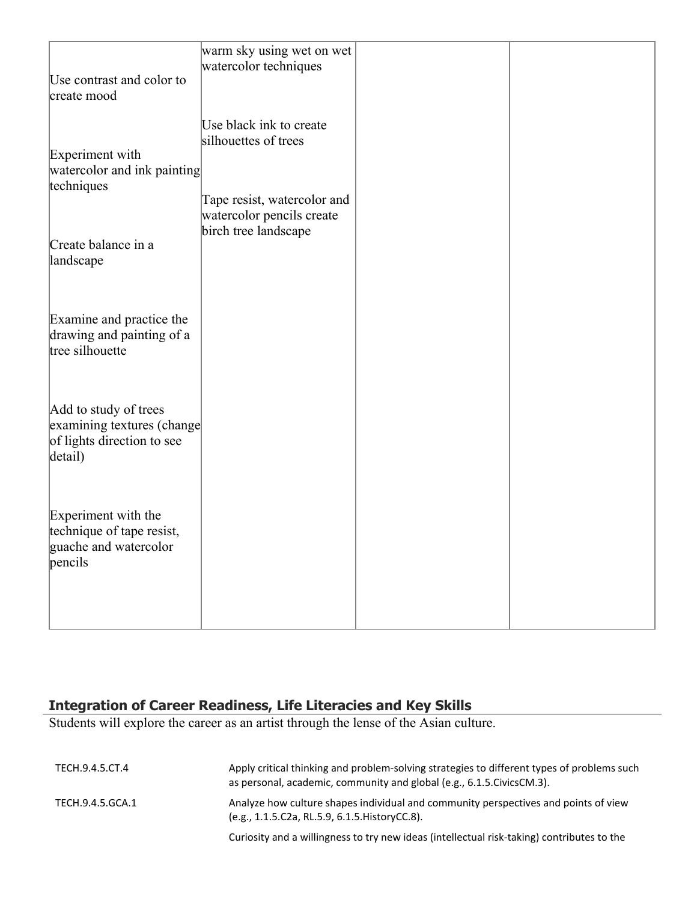| | | | |
|---|---|---|---|
| Use contrast and color to create mood<br><br>Experiment with watercolor and ink painting techniques<br><br>Create balance in a landscape<br><br>Examine and practice the drawing and painting of a tree silhouette<br><br>Add to study of trees examining textures (change of lights direction to see detail)<br><br>Experiment with the technique of tape resist, guache and watercolor pencils | warm sky using wet on wet watercolor techniques<br><br>Use black ink to create silhouettes of trees<br><br>Tape resist, watercolor and watercolor pencils create birch tree landscape | | |

## Integration of Career Readiness, Life Literacies and Key Skills

Students will explore the career as an artist through the lense of the Asian culture.

| | |
|---|---|
| TECH.9.4.5.CT.4 | Apply critical thinking and problem-solving strategies to different types of problems such as personal, academic, community and global (e.g., 6.1.5.CivicsCM.3). |
| TECH.9.4.5.GCA.1 | Analyze how culture shapes individual and community perspectives and points of view (e.g., 1.1.5.C2a, RL.5.9, 6.1.5.HistoryCC.8). |
| | Curiosity and a willingness to try new ideas (intellectual risk-taking) contributes to the |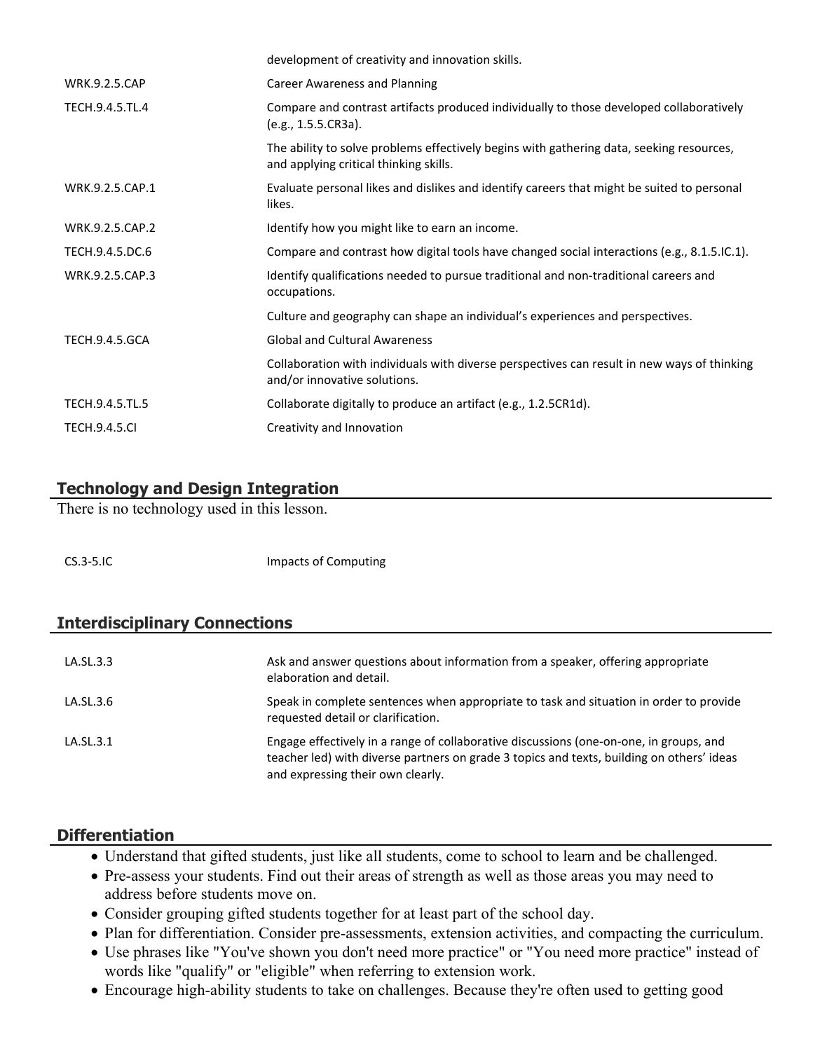| | |
|---|---|
| | development of creativity and innovation skills. |
| WRK.9.2.5.CAP | Career Awareness and Planning |
| TECH.9.4.5.TL.4 | Compare and contrast artifacts produced individually to those developed collaboratively (e.g., 1.5.5.CR3a). |
| | The ability to solve problems effectively begins with gathering data, seeking resources, and applying critical thinking skills. |
| WRK.9.2.5.CAP.1 | Evaluate personal likes and dislikes and identify careers that might be suited to personal likes. |
| WRK.9.2.5.CAP.2 | Identify how you might like to earn an income. |
| TECH.9.4.5.DC.6 | Compare and contrast how digital tools have changed social interactions (e.g., 8.1.5.IC.1). |
| WRK.9.2.5.CAP.3 | Identify qualifications needed to pursue traditional and non-traditional careers and occupations. |
| | Culture and geography can shape an individual's experiences and perspectives. |
| TECH.9.4.5.GCA | Global and Cultural Awareness |
| | Collaboration with individuals with diverse perspectives can result in new ways of thinking and/or innovative solutions. |
| TECH.9.4.5.TL.5 | Collaborate digitally to produce an artifact (e.g., 1.2.5CR1d). |
| TECH.9.4.5.CI | Creativity and Innovation |

## Technology and Design Integration

There is no technology used in this lesson.

| | |
|---|---|
| CS.3-5.IC | Impacts of Computing |

## Interdisciplinary Connections

| | |
|---|---|
| LA.SL.3.3 | Ask and answer questions about information from a speaker, offering appropriate elaboration and detail. |
| LA.SL.3.6 | Speak in complete sentences when appropriate to task and situation in order to provide requested detail or clarification. |
| LA.SL.3.1 | Engage effectively in a range of collaborative discussions (one-on-one, in groups, and teacher led) with diverse partners on grade 3 topics and texts, building on others' ideas and expressing their own clearly. |

## Differentiation

- Understand that gifted students, just like all students, come to school to learn and be challenged.
- Pre-assess your students. Find out their areas of strength as well as those areas you may need to address before students move on.
- Consider grouping gifted students together for at least part of the school day.
- Plan for differentiation. Consider pre-assessments, extension activities, and compacting the curriculum.
- Use phrases like "You've shown you don't need more practice" or "You need more practice" instead of words like "qualify" or "eligible" when referring to extension work.
- Encourage high-ability students to take on challenges. Because they're often used to getting good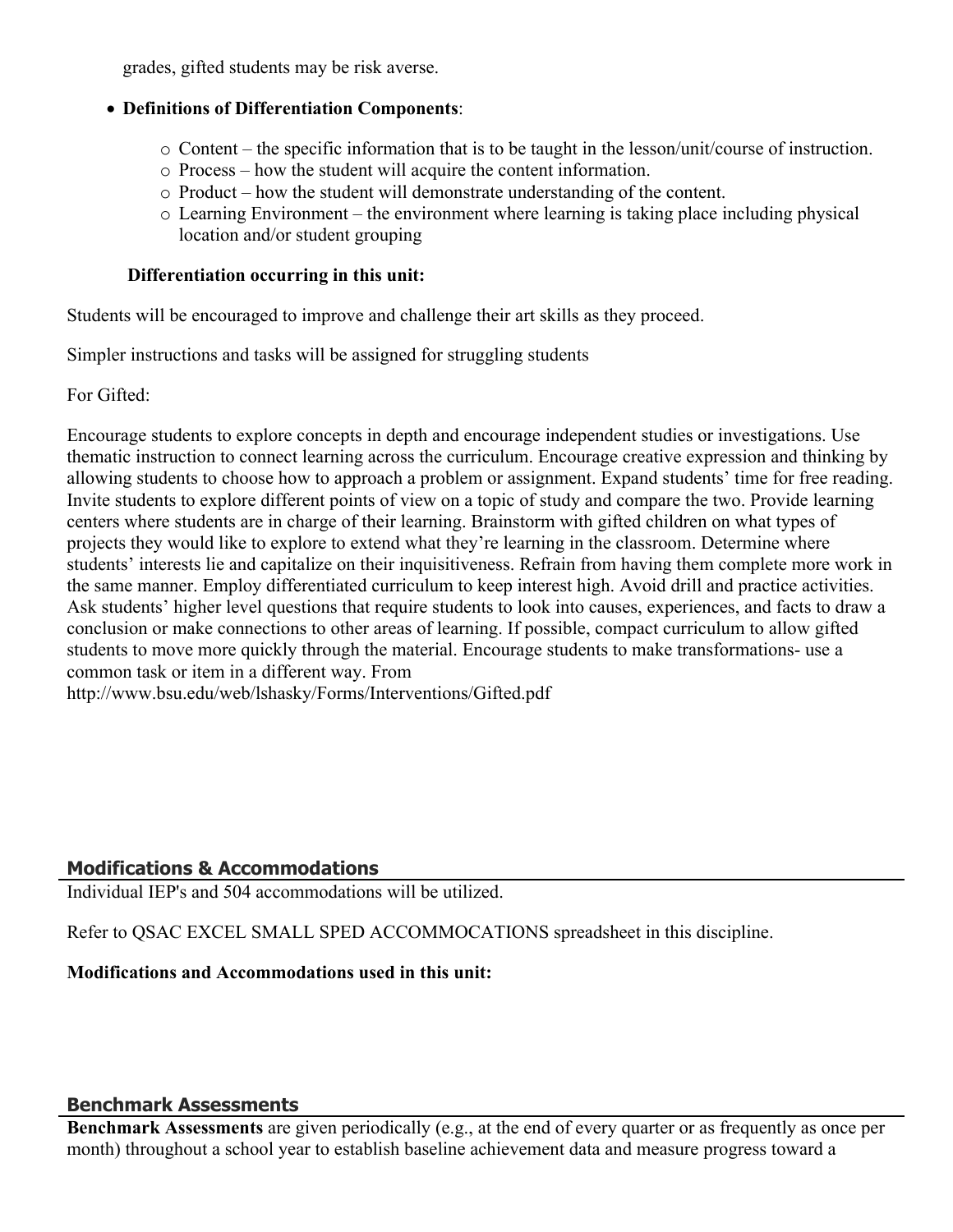grades, gifted students may be risk averse.

- **Definitions of Differentiation Components**:
    - Content – the specific information that is to be taught in the lesson/unit/course of instruction.
    - Process – how the student will acquire the content information.
    - Product – how the student will demonstrate understanding of the content.
    - Learning Environment – the environment where learning is taking place including physical location and/or student grouping

**Differentiation occurring in this unit:**

Students will be encouraged to improve and challenge their art skills as they proceed.

Simpler instructions and tasks will be assigned for struggling students

For Gifted:

Encourage students to explore concepts in depth and encourage independent studies or investigations. Use thematic instruction to connect learning across the curriculum. Encourage creative expression and thinking by allowing students to choose how to approach a problem or assignment. Expand students' time for free reading. Invite students to explore different points of view on a topic of study and compare the two. Provide learning centers where students are in charge of their learning. Brainstorm with gifted children on what types of projects they would like to explore to extend what they're learning in the classroom. Determine where students' interests lie and capitalize on their inquisitiveness. Refrain from having them complete more work in the same manner. Employ differentiated curriculum to keep interest high. Avoid drill and practice activities. Ask students' higher level questions that require students to look into causes, experiences, and facts to draw a conclusion or make connections to other areas of learning. If possible, compact curriculum to allow gifted students to move more quickly through the material. Encourage students to make transformations- use a common task or item in a different way. From http://www.bsu.edu/web/lshasky/Forms/Interventions/Gifted.pdf

## Modifications & Accommodations

Individual IEP's and 504 accommodations will be utilized.

Refer to QSAC EXCEL SMALL SPED ACCOMMOCATIONS spreadsheet in this discipline.

**Modifications and Accommodations used in this unit:**

## Benchmark Assessments

**Benchmark Assessments** are given periodically (e.g., at the end of every quarter or as frequently as once per month) throughout a school year to establish baseline achievement data and measure progress toward a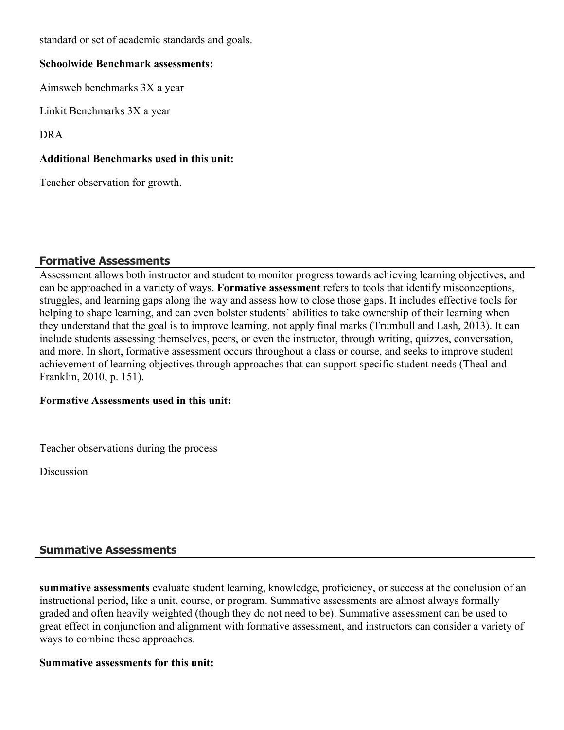standard or set of academic standards and goals.

**Schoolwide Benchmark assessments:**

Aimsweb benchmarks 3X a year

Linkit Benchmarks 3X a year

DRA

**Additional Benchmarks used in this unit:**

Teacher observation for growth.

## Formative Assessments

Assessment allows both instructor and student to monitor progress towards achieving learning objectives, and can be approached in a variety of ways. **Formative assessment** refers to tools that identify misconceptions, struggles, and learning gaps along the way and assess how to close those gaps. It includes effective tools for helping to shape learning, and can even bolster students' abilities to take ownership of their learning when they understand that the goal is to improve learning, not apply final marks (Trumbull and Lash, 2013). It can include students assessing themselves, peers, or even the instructor, through writing, quizzes, conversation, and more. In short, formative assessment occurs throughout a class or course, and seeks to improve student achievement of learning objectives through approaches that can support specific student needs (Theal and Franklin, 2010, p. 151).

**Formative Assessments used in this unit:**

Teacher observations during the process

Discussion

## Summative Assessments

**summative assessments** evaluate student learning, knowledge, proficiency, or success at the conclusion of an instructional period, like a unit, course, or program. Summative assessments are almost always formally graded and often heavily weighted (though they do not need to be). Summative assessment can be used to great effect in conjunction and alignment with formative assessment, and instructors can consider a variety of ways to combine these approaches.

**Summative assessments for this unit:**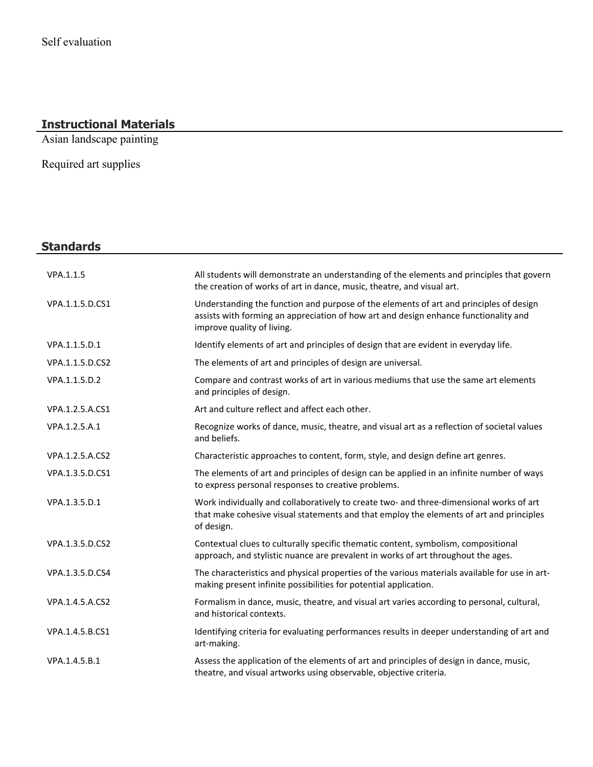Self evaluation

## Instructional Materials

Asian landscape painting

Required art supplies

## Standards

| | |
|---|---|
| VPA.1.1.5 | All students will demonstrate an understanding of the elements and principles that govern the creation of works of art in dance, music, theatre, and visual art. |
| VPA.1.1.5.D.CS1 | Understanding the function and purpose of the elements of art and principles of design assists with forming an appreciation of how art and design enhance functionality and improve quality of living. |
| VPA.1.1.5.D.1 | Identify elements of art and principles of design that are evident in everyday life. |
| VPA.1.1.5.D.CS2 | The elements of art and principles of design are universal. |
| VPA.1.1.5.D.2 | Compare and contrast works of art in various mediums that use the same art elements and principles of design. |
| VPA.1.2.5.A.CS1 | Art and culture reflect and affect each other. |
| VPA.1.2.5.A.1 | Recognize works of dance, music, theatre, and visual art as a reflection of societal values and beliefs. |
| VPA.1.2.5.A.CS2 | Characteristic approaches to content, form, style, and design define art genres. |
| VPA.1.3.5.D.CS1 | The elements of art and principles of design can be applied in an infinite number of ways to express personal responses to creative problems. |
| VPA.1.3.5.D.1 | Work individually and collaboratively to create two- and three-dimensional works of art that make cohesive visual statements and that employ the elements of art and principles of design. |
| VPA.1.3.5.D.CS2 | Contextual clues to culturally specific thematic content, symbolism, compositional approach, and stylistic nuance are prevalent in works of art throughout the ages. |
| VPA.1.3.5.D.CS4 | The characteristics and physical properties of the various materials available for use in art-making present infinite possibilities for potential application. |
| VPA.1.4.5.A.CS2 | Formalism in dance, music, theatre, and visual art varies according to personal, cultural, and historical contexts. |
| VPA.1.4.5.B.CS1 | Identifying criteria for evaluating performances results in deeper understanding of art and art-making. |
| VPA.1.4.5.B.1 | Assess the application of the elements of art and principles of design in dance, music, theatre, and visual artworks using observable, objective criteria. |